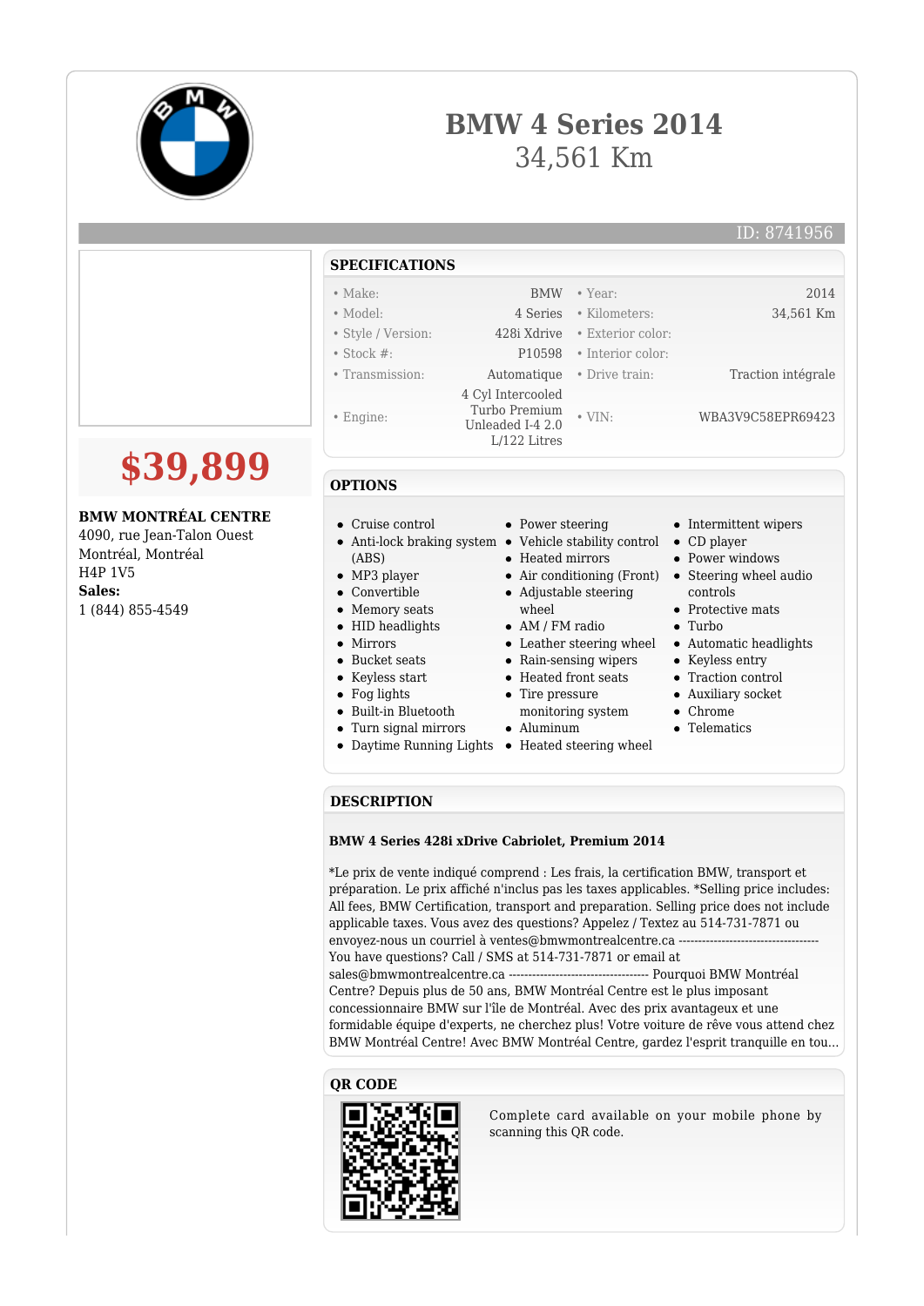# BMW 4 Series 2014

34,561 Km

ID: 8741956

## $39,899

**BMW MONTRÉAL CENTRE**
4090, rue Jean-Talon Ouest
Montréal, Montréal
H4P 1V5
**Sales:**
1 (844) 855-4549

## SPECIFICATIONS

| | | | |
|---|---|---|---|
| • Make: | BMW | • Year: | 2014 |
| • Model: | 4 Series | • Kilometers: | 34,561 Km |
| • Style / Version: | 428i Xdrive | • Exterior color: | |
| • Stock #: | P10598 | • Interior color: | |
| • Transmission: | Automatique | • Drive train: | Traction intégrale |
| • Engine: | 4 Cyl Intercooled Turbo Premium Unleaded I-4 2.0 L/122 Litres | • VIN: | WBA3V9C58EPR69423 |

## OPTIONS

- Cruise control
- Anti-lock braking system (ABS)
- MP3 player
- Convertible
- Memory seats
- HID headlights
- Mirrors
- Bucket seats
- Keyless start
- Fog lights
- Built-in Bluetooth
- Turn signal mirrors
- Daytime Running Lights
- Power steering
- Vehicle stability control
- Heated mirrors
- Air conditioning (Front)
- Adjustable steering wheel
- AM / FM radio
- Leather steering wheel
- Rain-sensing wipers
- Heated front seats
- Tire pressure monitoring system
- Aluminum
- Heated steering wheel
- Intermittent wipers
- CD player
- Power windows
- Steering wheel audio controls
- Protective mats
- Turbo
- Automatic headlights
- Keyless entry
- Traction control
- Auxiliary socket
- Chrome
- Telematics

## DESCRIPTION

**BMW 4 Series 428i xDrive Cabriolet, Premium 2014**

*Le prix de vente indiqué comprend : Les frais, la certification BMW, transport et préparation. Le prix affiché n'inclus pas les taxes applicables. *Selling price includes: All fees, BMW Certification, transport and preparation. Selling price does not include applicable taxes. Vous avez des questions? Appelez / Textez au 514-731-7871 ou envoyez-nous un courriel à ventes@bmwmontrealcentre.ca ----------------------------------- You have questions? Call / SMS at 514-731-7871 or email at sales@bmwmontrealcentre.ca ----------------------------------- Pourquoi BMW Montréal Centre? Depuis plus de 50 ans, BMW Montréal Centre est le plus imposant concessionnaire BMW sur l'île de Montréal. Avec des prix avantageux et une formidable équipe d'experts, ne cherchez plus! Votre voiture de rêve vous attend chez BMW Montréal Centre! Avec BMW Montréal Centre, gardez l'esprit tranquille en tou...

## QR CODE

Complete card available on your mobile phone by scanning this QR code.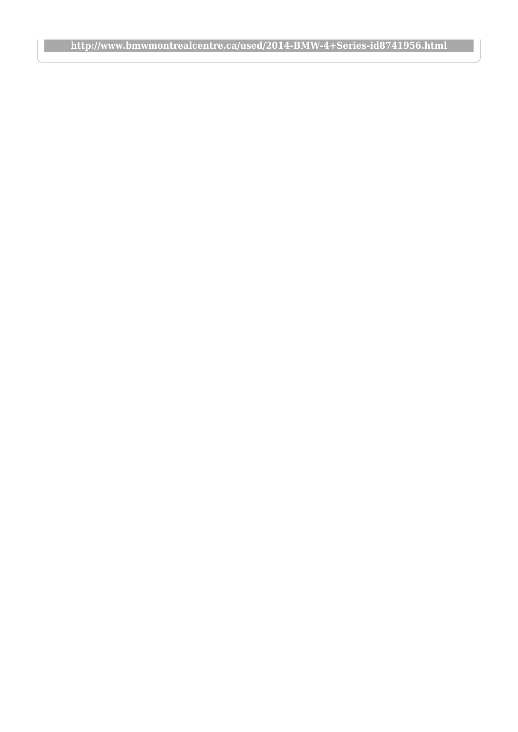**http://www.bmwmontrealcentre.ca/used/2014-BMW-4+Series-id8741956.html**